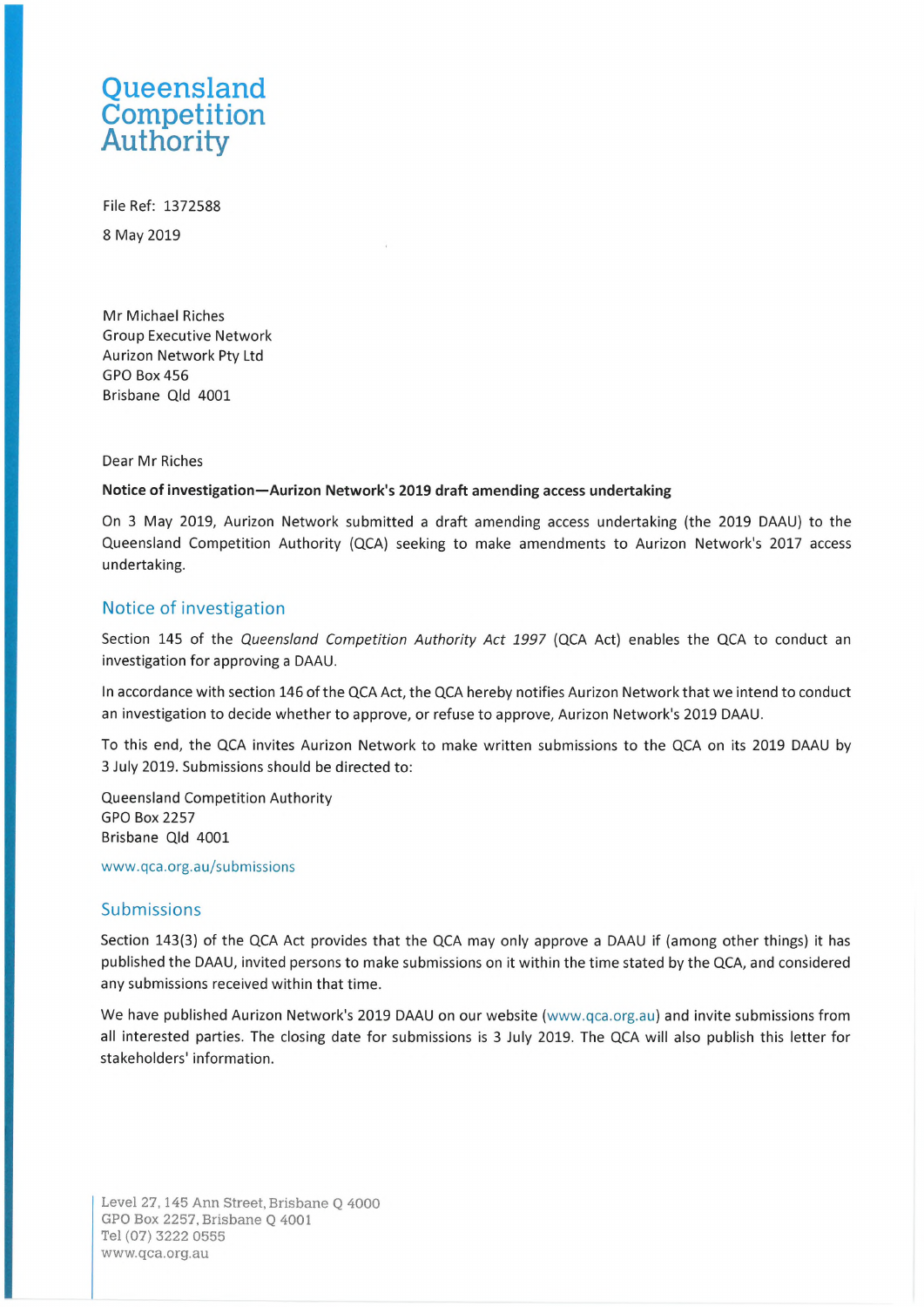Queensland Competition Authority

File Ref: 1372588

8 May 2019

Mr Michael Riches
Group Executive Network
Aurizon Network Pty Ltd
GPO Box 456
Brisbane Qld 4001

Dear Mr Riches

**Notice of investigation—Aurizon Network's 2019 draft amending access undertaking**

On 3 May 2019, Aurizon Network submitted a draft amending access undertaking (the 2019 DAAU) to the Queensland Competition Authority (QCA) seeking to make amendments to Aurizon Network's 2017 access undertaking.

## Notice of investigation

Section 145 of the *Queensland Competition Authority Act 1997* (QCA Act) enables the QCA to conduct an investigation for approving a DAAU.

In accordance with section 146 of the QCA Act, the QCA hereby notifies Aurizon Network that we intend to conduct an investigation to decide whether to approve, or refuse to approve, Aurizon Network's 2019 DAAU.

To this end, the QCA invites Aurizon Network to make written submissions to the QCA on its 2019 DAAU by 3 July 2019. Submissions should be directed to:

Queensland Competition Authority
GPO Box 2257
Brisbane Qld 4001

www.qca.org.au/submissions

## Submissions

Section 143(3) of the QCA Act provides that the QCA may only approve a DAAU if (among other things) it has published the DAAU, invited persons to make submissions on it within the time stated by the QCA, and considered any submissions received within that time.

We have published Aurizon Network's 2019 DAAU on our website (www.qca.org.au) and invite submissions from all interested parties. The closing date for submissions is 3 July 2019. The QCA will also publish this letter for stakeholders' information.

Level 27, 145 Ann Street, Brisbane Q 4000
GPO Box 2257, Brisbane Q 4001
Tel (07) 3222 0555
www.qca.org.au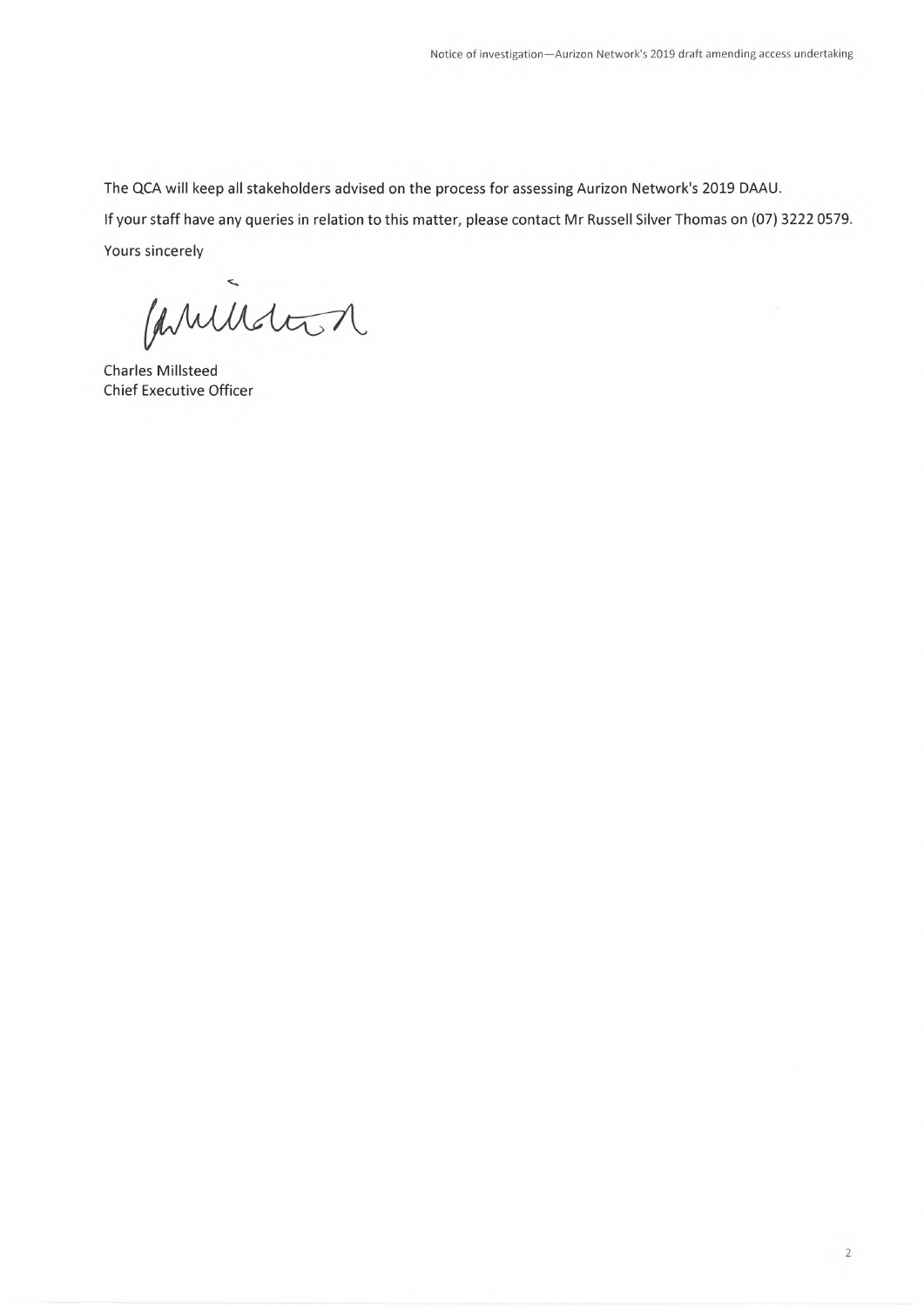The QCA will keep all stakeholders advised on the process for assessing Aurizon Network's 2019 DAAU.

If your staff have any queries in relation to this matter, please contact Mr Russell Silver Thomas on (07) 3222 0579.

Yours sincerely

Charles Millsteed
Chief Executive Officer